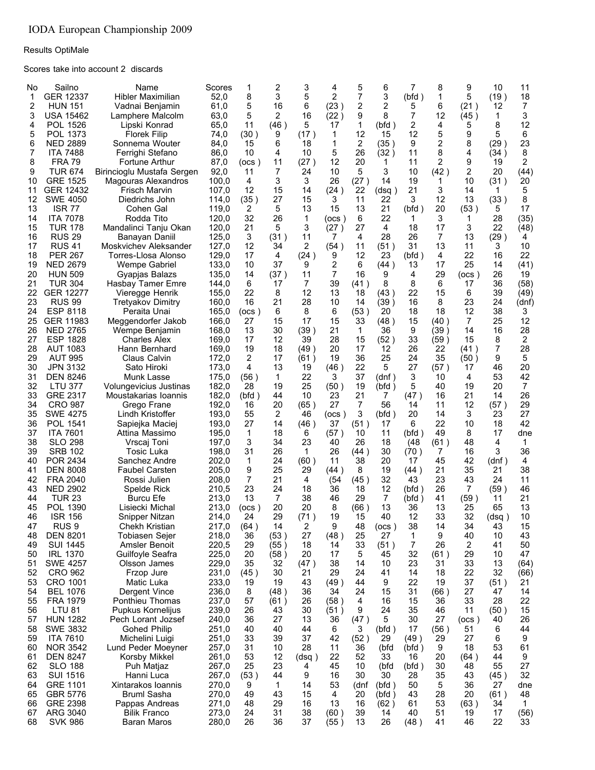# IODA European Championship 2009

Results OptiMale

Scores take into account 2 discards

| No | Sailno | Name | Scores | 1 | 2 | 3 | 4 | 5 | 6 | 7 | 8 | 9 | 10 | 11 |
|---|---|---|---|---|---|---|---|---|---|---|---|---|---|---|
| 1 | GER 12337 | Hibler Maximilian | 52,0 | 8 | 3 | 5 | 2 | 7 | 3 | (bfd ) | 1 | 5 | (19 ) | 18 |
| 2 | HUN 151 | Vadnai Benjamin | 61,0 | 5 | 16 | 6 | (23 ) | 2 | 2 | 5 | 6 | (21 ) | 12 | 7 |
| 3 | USA 15462 | Lamphere Malcolm | 63,0 | 5 | 2 | 16 | (22 ) | 9 | 8 | 7 | 12 | (45 ) | 1 | 3 |
| 4 | POL 1526 | Lipski Konrad | 65,0 | 11 | (46 ) | 5 | 17 | 1 | (bfd ) | 2 | 4 | 5 | 8 | 12 |
| 5 | POL 1373 | Florek Filip | 74,0 | (30 ) | 9 | (17 ) | 1 | 12 | 15 | 12 | 5 | 9 | 5 | 6 |
| 6 | NED 2889 | Sonnema Wouter | 84,0 | 15 | 6 | 18 | 1 | 2 | (35 ) | 9 | 2 | 8 | (29 ) | 23 |
| 7 | ITA 7488 | Ferrighi Stefano | 86,0 | 10 | 4 | 10 | 5 | 26 | (32 ) | 11 | 8 | 4 | (34 ) | 8 |
| 8 | FRA 79 | Fortune Arthur | 87,0 | (ocs ) | 11 | (27 ) | 12 | 20 | 1 | 11 | 2 | 9 | 19 | 2 |
| 9 | TUR 674 | Birincioglu Mustafa Sergen | 92,0 | 11 | 7 | 24 | 10 | 5 | 3 | 10 | (42 ) | 2 | 20 | (44) |
| 10 | GRE 1525 | Magouras Alexandros | 100,0 | 4 | 3 | 3 | 26 | (27 ) | 14 | 19 | 1 | 10 | (31 ) | 20 |
| 11 | GER 12432 | Frisch Marvin | 107,0 | 12 | 15 | 14 | (24 ) | 22 | (dsq ) | 21 | 3 | 14 | 1 | 5 |
| 12 | SWE 4050 | Diedrichs John | 114,0 | (35 ) | 27 | 15 | 3 | 11 | 22 | 3 | 12 | 13 | (33 ) | 8 |
| 13 | ISR 77 | Cohen Gal | 119,0 | 2 | 5 | 13 | 15 | 13 | 21 | (bfd ) | 20 | (53 ) | 5 | 17 |
| 14 | ITA 7078 | Rodda Tito | 120,0 | 32 | 26 | 1 | (ocs ) | 6 | 22 | 1 | 3 | 1 | 28 | (35) |
| 15 | TUR 178 | Mandalinci Tanju Okan | 120,0 | 21 | 5 | 3 | (27 ) | 27 | 4 | 18 | 17 | 3 | 22 | (48) |
| 16 | RUS 29 | Banayan Daniil | 125,0 | 3 | (31 ) | 11 | 7 | 4 | 28 | 26 | 7 | 13 | (29 ) | 4 |
| 17 | RUS 41 | Moskvichev Aleksander | 127,0 | 12 | 34 | 2 | (54 ) | 11 | (51 ) | 31 | 13 | 11 | 3 | 10 |
| 18 | PER 267 | Torres-Llosa Alonso | 129,0 | 17 | 4 | (24 ) | 9 | 12 | 23 | (bfd ) | 4 | 22 | 16 | 22 |
| 19 | NED 2679 | Wempe Gabriel | 133,0 | 10 | 37 | 9 | 2 | 6 | (44 ) | 13 | 17 | 25 | 14 | (41) |
| 20 | HUN 509 | Gyapjas Balazs | 135,0 | 14 | (37 ) | 11 | 7 | 16 | 9 | 4 | 29 | (ocs ) | 26 | 19 |
| 21 | TUR 304 | Hasbay Tamer Emre | 144,0 | 6 | 17 | 7 | 39 | (41 ) | 8 | 8 | 6 | 17 | 36 | (58) |
| 22 | GER 12277 | Vieregge Henrik | 155,0 | 22 | 8 | 12 | 13 | 18 | (43 ) | 22 | 15 | 6 | 39 | (49) |
| 23 | RUS 99 | Tretyakov Dimitry | 160,0 | 16 | 21 | 28 | 10 | 14 | (39 ) | 16 | 8 | 23 | 24 | (dnf) |
| 24 | ESP 8118 | Peraita Unai | 165,0 | (ocs ) | 6 | 8 | 6 | (53 ) | 20 | 18 | 18 | 12 | 38 | 3 |
| 25 | GER 11983 | Meggendorfer Jakob | 166,0 | 27 | 15 | 17 | 15 | 33 | (48 ) | 15 | (40 ) | 7 | 25 | 12 |
| 26 | NED 2765 | Wempe Benjamin | 168,0 | 13 | 30 | (39 ) | 21 | 1 | 36 | 9 | (39 ) | 14 | 16 | 28 |
| 27 | ESP 1828 | Charles Alex | 169,0 | 17 | 12 | 39 | 28 | 15 | (52 ) | 33 | (59 ) | 15 | 8 | 2 |
| 28 | AUT 1083 | Hann Bernhard | 169,0 | 19 | 18 | (49 ) | 20 | 17 | 12 | 26 | 22 | (41 ) | 7 | 28 |
| 29 | AUT 995 | Claus Calvin | 172,0 | 2 | 17 | (61 ) | 19 | 36 | 25 | 24 | 35 | (50 ) | 9 | 5 |
| 30 | JPN 3132 | Sato Hiroki | 173,0 | 4 | 13 | 19 | (46 ) | 22 | 5 | 27 | (57 ) | 17 | 46 | 20 |
| 31 | DEN 8246 | Munk Lasse | 175,0 | (56 ) | 1 | 22 | 3 | 37 | (dnf ) | 3 | 10 | 4 | 53 | 42 |
| 32 | LTU 377 | Volungevicius Justinas | 182,0 | 28 | 19 | 25 | (50 ) | 19 | (bfd ) | 5 | 40 | 19 | 20 | 7 |
| 33 | GRE 2317 | Moustakarias Ioannis | 182,0 | (bfd ) | 44 | 10 | 23 | 21 | 7 | (47 ) | 16 | 21 | 14 | 26 |
| 34 | CRO 987 | Grego Frane | 192,0 | 16 | 20 | (65 ) | 27 | 7 | 56 | 14 | 11 | 12 | (57 ) | 29 |
| 35 | SWE 4275 | Lindh Kristoffer | 193,0 | 55 | 2 | 46 | (ocs ) | 3 | (bfd ) | 20 | 14 | 3 | 23 | 27 |
| 36 | POL 1541 | Sapiejka Maciej | 193,0 | 27 | 14 | (46 ) | 37 | (51 ) | 17 | 6 | 22 | 10 | 18 | 42 |
| 37 | ITA 7601 | Attina Massimo | 195,0 | 1 | 18 | 6 | (57 ) | 10 | 11 | (bfd ) | 49 | 8 | 17 | dne |
| 38 | SLO 298 | Vrscaj Toni | 197,0 | 3 | 34 | 23 | 40 | 26 | 18 | (48 | (61 ) | 48 | 4 | 1 |
| 39 | SRB 102 | Tosic Luka | 198,0 | 31 | 26 | 1 | 26 | (44 ) | 30 | (70 ) | 7 | 16 | 3 | 36 |
| 40 | POR 2434 | Sanchez Andre | 202,0 | 1 | 24 | (60 ) | 11 | 38 | 20 | 17 | 45 | 42 | (dnf ) | 4 |
| 41 | DEN 8008 | Faubel Carsten | 205,0 | 9 | 25 | 29 | (44 ) | 8 | 19 | (44 ) | 21 | 35 | 21 | 38 |
| 42 | FRA 2040 | Rossi Julien | 208,0 | 7 | 21 | 4 | (54 | (45 ) | 32 | 43 | 23 | 43 | 24 | 11 |
| 43 | NED 2902 | Spelde Rick | 210,5 | 23 | 24 | 18 | 36 | 18 | 12 | (bfd ) | 26 | 7 | (59 ) | 46 |
| 44 | TUR 23 | Burcu Efe | 213,0 | 13 | 7 | 38 | 46 | 29 | 7 | (bfd ) | 41 | (59 ) | 11 | 21 |
| 45 | POL 1390 | Lisiecki Michal | 213,0 | (ocs ) | 20 | 20 | 8 | (66 ) | 13 | 36 | 13 | 25 | 65 | 13 |
| 46 | ISR 156 | Snipper Nitzan | 214,0 | 24 | 29 | (71 ) | 19 | 15 | 40 | 12 | 33 | 32 | (dsq ) | 10 |
| 47 | RUS 9 | Chekh Kristian | 217,0 | (64 ) | 14 | 2 | 9 | 48 | (ocs ) | 38 | 14 | 34 | 43 | 15 |
| 48 | DEN 8201 | Tobiasen Sejer | 218,0 | 36 | (53 ) | 27 | (48 ) | 25 | 27 | 1 | 9 | 40 | 10 | 43 |
| 49 | SUI 1445 | Amsler Benoit | 220,5 | 29 | (55 ) | 18 | 14 | 33 | (51 ) | 7 | 26 | 2 | 41 | 50 |
| 50 | IRL 1370 | Guilfoyle Seafra | 225,0 | 20 | (58 ) | 20 | 17 | 5 | 45 | 32 | (61 ) | 29 | 10 | 47 |
| 51 | SWE 4257 | Olsson James | 229,0 | 35 | 32 | (47 ) | 38 | 14 | 10 | 23 | 31 | 33 | 13 | (64) |
| 52 | CRO 962 | Frzop Jure | 231,0 | (45 ) | 30 | 21 | 29 | 24 | 41 | 14 | 18 | 22 | 32 | (66) |
| 53 | CRO 1001 | Matic Luka | 233,0 | 19 | 19 | 43 | (49 ) | 44 | 9 | 22 | 19 | 37 | (51 ) | 21 |
| 54 | BEL 1076 | Dergent Vince | 236,0 | 8 | (48 ) | 36 | 34 | 24 | 15 | 31 | (66 ) | 27 | 47 | 14 |
| 55 | FRA 1979 | Ponthieu Thomas | 237,0 | 57 | (61 ) | 26 | (58 ) | 4 | 16 | 15 | 36 | 33 | 28 | 22 |
| 56 | LTU 81 | Pupkus Kornelijus | 239,0 | 26 | 43 | 30 | (51 ) | 9 | 24 | 35 | 46 | 11 | (50 ) | 15 |
| 57 | HUN 1282 | Pech Lorant Jozsef | 240,0 | 36 | 27 | 13 | 36 | (47 ) | 5 | 30 | 27 | (ocs ) | 40 | 26 |
| 58 | SWE 3832 | Gohed Philip | 251,0 | 40 | 40 | 44 | 6 | 3 | (bfd ) | 17 | (56 ) | 51 | 6 | 44 |
| 59 | ITA 7610 | Michelini Luigi | 251,0 | 33 | 39 | 37 | 42 | (52 ) | 29 | (49 ) | 29 | 27 | 6 | 9 |
| 60 | NOR 3542 | Lund Peder Moeyner | 257,0 | 31 | 10 | 28 | 11 | 36 | (bfd | (bfd ) | 9 | 18 | 53 | 61 |
| 61 | DEN 8247 | Korsby Mikkel | 261,0 | 53 | 12 | (dsq ) | 22 | 52 | 33 | 16 | 20 | (64 ) | 44 | 9 |
| 62 | SLO 188 | Puh Matjaz | 267,0 | 25 | 23 | 4 | 45 | 10 | (bfd | (bfd ) | 30 | 48 | 55 | 27 |
| 63 | SUI 1516 | Hanni Luca | 267,0 | (53 ) | 44 | 9 | 16 | 30 | 30 | 28 | 35 | 43 | (45 ) | 32 |
| 64 | GRE 1101 | Xintarakos Ioannis | 270,0 | 9 | 1 | 14 | 53 | (dnf | (bfd ) | 50 | 5 | 36 | 27 | dne |
| 65 | GBR 5776 | Bruml Sasha | 270,0 | 49 | 43 | 15 | 4 | 20 | (bfd ) | 43 | 28 | 20 | (61 ) | 48 |
| 66 | GRE 2398 | Pappas Andreas | 271,0 | 48 | 29 | 16 | 13 | 16 | (62 ) | 61 | 53 | (63 ) | 34 | 1 |
| 67 | ARG 3040 | Bilik Franco | 273,0 | 24 | 31 | 38 | (60 ) | 39 | 14 | 40 | 51 | 19 | 17 | (56) |
| 68 | SVK 986 | Baran Maros | 280,0 | 26 | 36 | 37 | (55 ) | 13 | 26 | (48 ) | 41 | 46 | 22 | 33 |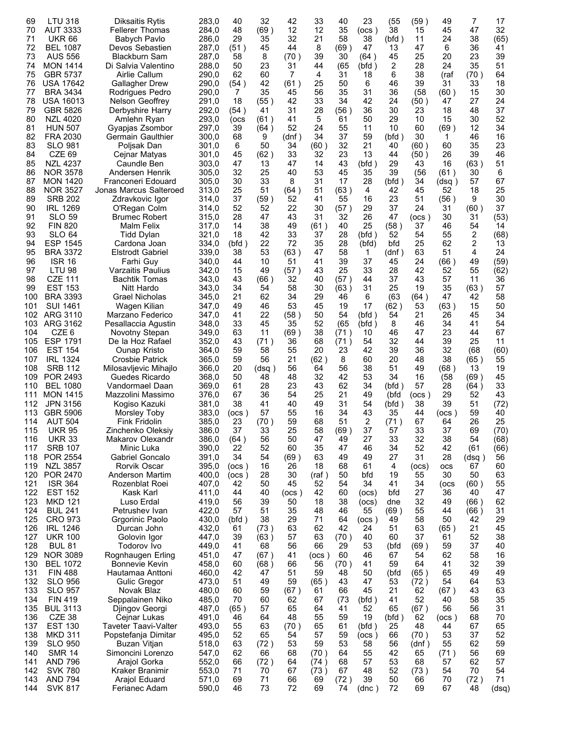| 69 | LTU 318 | Diksaitis Rytis | 283,0 | 40 | 32 | 42 | 33 | 40 | 23 | (55 | (59 ) | 49 | 7 | 17 |
|---|---|---|---|---|---|---|---|---|---|---|---|---|---|---|
| 70 | AUT 3333 | Fellerer Thomas | 284,0 | 48 | (69 ) | 12 | 12 | 35 | (ocs ) | 38 | 15 | 45 | 47 | 32 |
| 71 | UKR 66 | Babych Pavlo | 286,0 | 29 | 35 | 32 | 21 | 58 | 38 | (bfd ) | 11 | 24 | 38 | (65) |
| 72 | BEL 1087 | Devos Sebastien | 287,0 | (51 ) | 45 | 44 | 8 | (69 ) | 47 | 13 | 47 | 6 | 36 | 41 |
| 73 | AUS 556 | Blackburn Sam | 287,0 | 58 | 8 | (70 ) | 39 | 30 | (64 ) | 45 | 25 | 20 | 23 | 39 |
| 74 | MON 1414 | Di Salvia Valentino | 288,0 | 50 | 23 | 31 | 44 | (65 | (bfd ) | 2 | 28 | 24 | 35 | 51 |
| 75 | GBR 5737 | Airlie Callum | 290,0 | 62 | 60 | 7 | 4 | 31 | 18 | 6 | 38 | (raf | (70 ) | 64 |
| 76 | USA 17642 | Gallagher Drew | 290,0 | (54 ) | 42 | (61 ) | 25 | 50 | 6 | 46 | 39 | 31 | 33 | 18 |
| 77 | BRA 3434 | Rodrigues Pedro | 290,0 | 7 | 35 | 45 | 56 | 35 | 31 | 36 | (58 | (60 ) | 15 | 30 |
| 78 | USA 16013 | Nelson Geoffrey | 291,0 | 18 | (55 ) | 42 | 33 | 34 | 42 | 24 | (50 ) | 47 | 27 | 24 |
| 79 | GBR 5826 | Derbyshire Harry | 292,0 | (54 ) | 41 | 31 | 28 | (56 ) | 36 | 30 | 23 | 18 | 48 | 37 |
| 80 | NZL 4020 | Amlehn Ryan | 293,0 | (ocs | (61 ) | 41 | 5 | 61 | 50 | 29 | 10 | 15 | 30 | 52 |
| 81 | HUN 507 | Gyapjas Zsombor | 297,0 | 39 | (64 ) | 52 | 24 | 55 | 11 | 10 | 60 | (69 ) | 12 | 34 |
| 82 | FRA 2030 | Germain Gaulthier | 300,0 | 68 | 9 | (dnf ) | 34 | 37 | 59 | (bfd ) | 30 | 1 | 46 | 16 |
| 83 | SLO 981 | Poljsak Dan | 301,0 | 6 | 50 | 34 | (60 ) | 32 | 21 | 40 | (60 ) | 60 | 35 | 23 |
| 84 | CZE 69 | Cejnar Matyas | 301,0 | 45 | (62 ) | 33 | 32 | 23 | 13 | 44 | (50 ) | 26 | 39 | 46 |
| 85 | NZL 4237 | Caundle Ben | 303,0 | 47 | 13 | 47 | 14 | 43 | (bfd ) | 29 | 43 | 16 | (63 ) | 51 |
| 86 | NOR 3578 | Andersen Henrik | 305,0 | 32 | 25 | 40 | 53 | 45 | 35 | 39 | (56 | (61 ) | 30 | 6 |
| 87 | MON 1420 | Franconeri Edouard | 305,0 | 30 | 33 | 8 | 31 | 17 | 28 | (bfd ) | 34 | (dsq ) | 57 | 67 |
| 88 | NOR 3527 | Jonas Marcus Salteroed | 313,0 | 25 | 51 | (64 ) | 51 | (63 ) | 4 | 42 | 45 | 52 | 18 | 25 |
| 89 | SRB 202 | Zdravkovic Igor | 314,0 | 37 | (59 ) | 52 | 41 | 55 | 16 | 23 | 51 | (56 ) | 9 | 30 |
| 90 | IRL 1269 | O'Regan Colm | 314,0 | 52 | 52 | 22 | 30 | (57 ) | 29 | 37 | 24 | 31 | (60 ) | 37 |
| 91 | SLO 59 | Brumec Robert | 315,0 | 28 | 47 | 43 | 31 | 32 | 26 | 47 | (ocs ) | 30 | 31 | (53) |
| 92 | FIN 820 | Malm Felix | 317,0 | 14 | 38 | 49 | (61 ) | 40 | 25 | (58 ) | 37 | 46 | 54 | 14 |
| 93 | SLO 64 | Tidd Dylan | 321,0 | 18 | 42 | 33 | 37 | 28 | (bfd ) | 52 | 54 | 55 | 2 | (68) |
| 94 | ESP 1545 | Cardona Joan | 334,0 | (bfd ) | 22 | 72 | 35 | 28 | (bfd) | bfd | 25 | 62 | 2 | 13 |
| 95 | BRA 3372 | Elstrodt Gabriel | 339,0 | 38 | 53 | (63 ) | 47 | 58 | 1 | (dnf ) | 63 | 51 | 4 | 24 |
| 96 | ISR 16 | Farhi Guy | 340,0 | 44 | 10 | 51 | 41 | 39 | 37 | 45 | 24 | (66 ) | 49 | (59) |
| 97 | LTU 98 | Varzaitis Paulius | 342,0 | 15 | 49 | (57 ) | 43 | 25 | 33 | 28 | 42 | 52 | 55 | (62) |
| 98 | CZE 111 | Bachtik Tomas | 343,0 | 43 | (66 ) | 32 | 40 | (57 ) | 44 | 37 | 43 | 57 | 11 | 36 |
| 99 | EST 153 | Nitt Hardo | 343,0 | 34 | 54 | 58 | 30 | (63 ) | 31 | 25 | 19 | 35 | (63 ) | 57 |
| 100 | BRA 3393 | Grael Nicholas | 345,0 | 21 | 62 | 34 | 29 | 46 | 6 | (63 | (64 ) | 47 | 42 | 58 |
| 101 | SUI 1461 | Wagen Kilian | 347,0 | 49 | 46 | 53 | 45 | 19 | 17 | (62 ) | 53 | (63 ) | 15 | 50 |
| 102 | ARG 3110 | Marzano Federico | 347,0 | 41 | 22 | (58 ) | 50 | 54 | (bfd ) | 54 | 21 | 26 | 45 | 34 |
| 103 | ARG 3162 | Pesallaccia Agustin | 348,0 | 33 | 45 | 35 | 52 | (65 | (bfd ) | 8 | 46 | 34 | 41 | 54 |
| 104 | CZE 6 | Novotny Stepan | 349,0 | 63 | 11 | (69 ) | 38 | (71 ) | 10 | 46 | 47 | 23 | 44 | 67 |
| 105 | ESP 1791 | De la Hoz Rafael | 352,0 | 43 | (71 ) | 36 | 68 | (71 ) | 54 | 32 | 44 | 39 | 25 | 11 |
| 106 | EST 154 | Ounap Kristo | 364,0 | 59 | 58 | 55 | 20 | 23 | 42 | 39 | 36 | 32 | (68 | (60) |
| 107 | IRL 1324 | Crosbie Patrick | 365,0 | 59 | 56 | 21 | (62 ) | 8 | 60 | 20 | 48 | 38 | (65 ) | 55 |
| 108 | SRB 112 | Milosavljevic Mihajlo | 366,0 | 20 | (dsq ) | 56 | 64 | 56 | 38 | 51 | 49 | (68 ) | 13 | 19 |
| 109 | POR 2493 | Guedes Ricardo | 368,0 | 50 | 48 | 48 | 32 | 42 | 53 | 34 | 16 | (58 | (69 ) | 45 |
| 110 | BEL 1080 | Vandormael Daan | 369,0 | 61 | 28 | 23 | 43 | 62 | 34 | (bfd ) | 57 | 28 | (64 ) | 33 |
| 111 | MON 1415 | Mazzolini Massimo | 376,0 | 67 | 36 | 54 | 25 | 21 | 49 | (bfd | (ocs ) | 29 | 52 | 43 |
| 112 | JPN 3156 | Kogiso Kazuki | 381,0 | 38 | 41 | 40 | 49 | 31 | 54 | (bfd ) | 38 | 39 | 51 | (72) |
| 113 | GBR 5906 | Morsley Toby | 383,0 | (ocs ) | 57 | 55 | 16 | 34 | 43 | 35 | 44 | (ocs ) | 59 | 40 |
| 114 | AUT 504 | Fink Fridolin | 385,0 | 23 | (70 ) | 59 | 68 | 51 | 2 | (71 ) | 67 | 64 | 26 | 25 |
| 115 | UKR 95 | Zinchenko Oleksiy | 386,0 | 37 | 33 | 25 | 58 | (69 ) | 37 | 57 | 33 | 37 | 69 | (70) |
| 116 | UKR 33 | Makarov Olexandr | 386,0 | (64 ) | 56 | 50 | 47 | 49 | 27 | 33 | 32 | 38 | 54 | (68) |
| 117 | SRB 107 | Minic Luka | 390,0 | 22 | 52 | 60 | 35 | 47 | 46 | 34 | 52 | 42 | (61 | (66) |
| 118 | POR 2554 | Gabriel Goncalo | 391,0 | 34 | 54 | (69 ) | 63 | 49 | 49 | 27 | 31 | 28 | (dsq ) | 56 |
| 119 | NZL 3857 | Rorvik Oscar | 395,0 | (ocs ) | 16 | 26 | 18 | 68 | 61 | 4 | (ocs) | ocs | 67 | 60 |
| 120 | POR 2470 | Anderson Martim | 400,0 | (ocs ) | 28 | 30 | (raf ) | 50 | bfd | 19 | 55 | 30 | 50 | 63 |
| 121 | ISR 364 | Rozenblat Roei | 407,0 | 42 | 50 | 45 | 52 | 54 | 34 | 41 | 34 | (ocs | (60 ) | 55 |
| 122 | EST 152 | Kask Karl | 411,0 | 44 | 40 | (ocs ) | 42 | 60 | (ocs) | bfd | 27 | 36 | 40 | 47 |
| 123 | MKD 121 | Luso Erdal | 419,0 | 56 | 39 | 50 | 18 | 38 | (ocs) | dne | 32 | 49 | (66 ) | 62 |
| 124 | BUL 241 | Petrushev Ivan | 422,0 | 57 | 51 | 35 | 48 | 46 | 55 | (69 ) | 55 | 44 | (66 ) | 31 |
| 125 | CRO 973 | Grgorinic Paolo | 430,0 | (bfd ) | 38 | 29 | 71 | 64 | (ocs ) | 49 | 58 | 50 | 42 | 29 |
| 126 | IRL 1246 | Durcan John | 432,0 | 61 | (73 ) | 63 | 62 | 42 | 24 | 51 | 63 | (65 ) | 21 | 45 |
| 127 | UKR 100 | Golovin Igor | 447,0 | 39 | (63 ) | 57 | 63 | (70 ) | 40 | 60 | 37 | 61 | 52 | 38 |
| 128 | BUL 81 | Todorov Ivo | 449,0 | 41 | 68 | 56 | 66 | 29 | 53 | (bfd | (69 ) | 59 | 37 | 40 |
| 129 | NOR 3089 | Rognhaugen Erling | 451,0 | 47 | (67 ) | 41 | (ocs ) | 60 | 46 | 67 | 54 | 62 | 58 | 16 |
| 130 | BEL 1072 | Bonnevie Kevin | 458,0 | 60 | (68 ) | 66 | 56 | (70 ) | 41 | 59 | 64 | 41 | 32 | 39 |
| 131 | FIN 488 | Hautamaa Anttoni | 460,0 | 42 | 47 | 51 | 59 | 48 | 50 | (bfd | (65 ) | 65 | 49 | 49 |
| 132 | SLO 956 | Gulic Gregor | 473,0 | 51 | 49 | 59 | (65 ) | 43 | 47 | 53 | (72 ) | 54 | 64 | 53 |
| 133 | SLO 957 | Novak Blaz | 480,0 | 60 | 59 | (67 ) | 61 | 66 | 45 | 21 | 62 | (67 ) | 43 | 63 |
| 134 | FIN 419 | Seppalainen Niko | 485,0 | 70 | 60 | 62 | 67 | (73 | (bfd ) | 41 | 52 | 40 | 58 | 35 |
| 135 | BUL 3113 | Djingov Georgi | 487,0 | (65 ) | 57 | 65 | 64 | 41 | 52 | 65 | (67 ) | 56 | 56 | 31 |
| 136 | CZE 38 | Cejnar Lukas | 491,0 | 46 | 64 | 48 | 55 | 59 | 19 | (bfd ) | 62 | (ocs ) | 68 | 70 |
| 137 | EST 130 | Taveter Taavi-Valter | 493,0 | 55 | 63 | (70 ) | 65 | 61 | (bfd ) | 25 | 48 | 44 | 67 | 65 |
| 138 | MKD 311 | Popstefanja Dimitar | 495,0 | 52 | 65 | 54 | 57 | 59 | (ocs ) | 66 | (70 ) | 53 | 37 | 52 |
| 139 | SLO 950 | Buzan Vitjan | 518,0 | 63 | (72 ) | 53 | 59 | 53 | 58 | 56 | (dnf ) | 55 | 62 | 59 |
| 140 | SMR 14 | Simoncini Lorenzo | 547,0 | 62 | 66 | 68 | (70 ) | 64 | 55 | 42 | 65 | (71 ) | 56 | 69 |
| 141 | AND 796 | Arajol Gorka | 552,0 | 66 | (72 ) | 64 | (74 ) | 68 | 57 | 53 | 68 | 57 | 62 | 57 |
| 142 | SVK 780 | Kraker Branimir | 553,0 | 71 | 70 | 67 | (73 ) | 67 | 48 | 52 | (73 ) | 54 | 70 | 54 |
| 143 | AND 794 | Arajol Eduard | 571,0 | 69 | 71 | 66 | 69 | (72 ) | 39 | 50 | 66 | 70 | (72 ) | 71 |
| 144 | SVK 817 | Ferianec Adam | 590,0 | 46 | 73 | 72 | 69 | 74 | (dnc ) | 72 | 69 | 67 | 48 | (dsq) |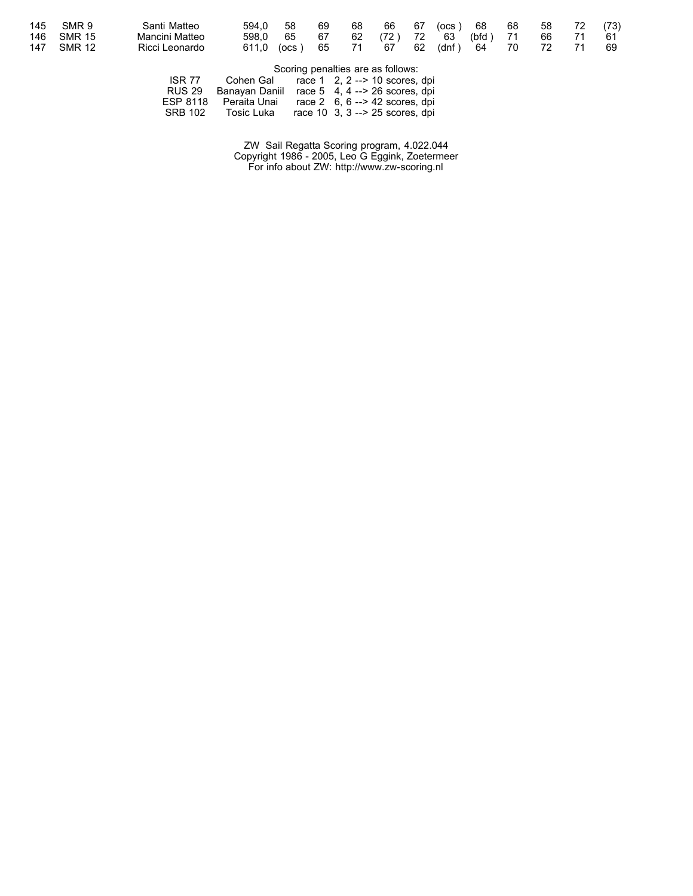| | | | | | | | | | | | | | | | |
|---|---|---|---|---|---|---|---|---|---|---|---|---|---|---|---|
| 145 | SMR 9 | Santi Matteo | 594,0 | 58 | 69 | 68 | 66 | 67 | (ocs ) | 68 | 68 | 58 | 72 | (73) |
| 146 | SMR 15 | Mancini Matteo | 598,0 | 65 | 67 | 62 | (72 ) | 72 | 63 | (bfd ) | 71 | 66 | 71 | 61 |
| 147 | SMR 12 | Ricci Leonardo | 611,0 | (ocs ) | 65 | 71 | 67 | 62 | (dnf ) | 64 | 70 | 72 | 71 | 69 |

Scoring penalties are as follows:

| | | |
|---|---|---|
| ISR 77 | Cohen Gal | race 1 2, 2 --> 10 scores, dpi |
| RUS 29 | Banayan Daniil | race 5 4, 4 --> 26 scores, dpi |
| ESP 8118 | Peraita Unai | race 2 6, 6 --> 42 scores, dpi |
| SRB 102 | Tosic Luka | race 10 3, 3 --> 25 scores, dpi |

ZW Sail Regatta Scoring program, 4.022.044
Copyright 1986 - 2005, Leo G Eggink, Zoetermeer
For info about ZW: http://www.zw-scoring.nl